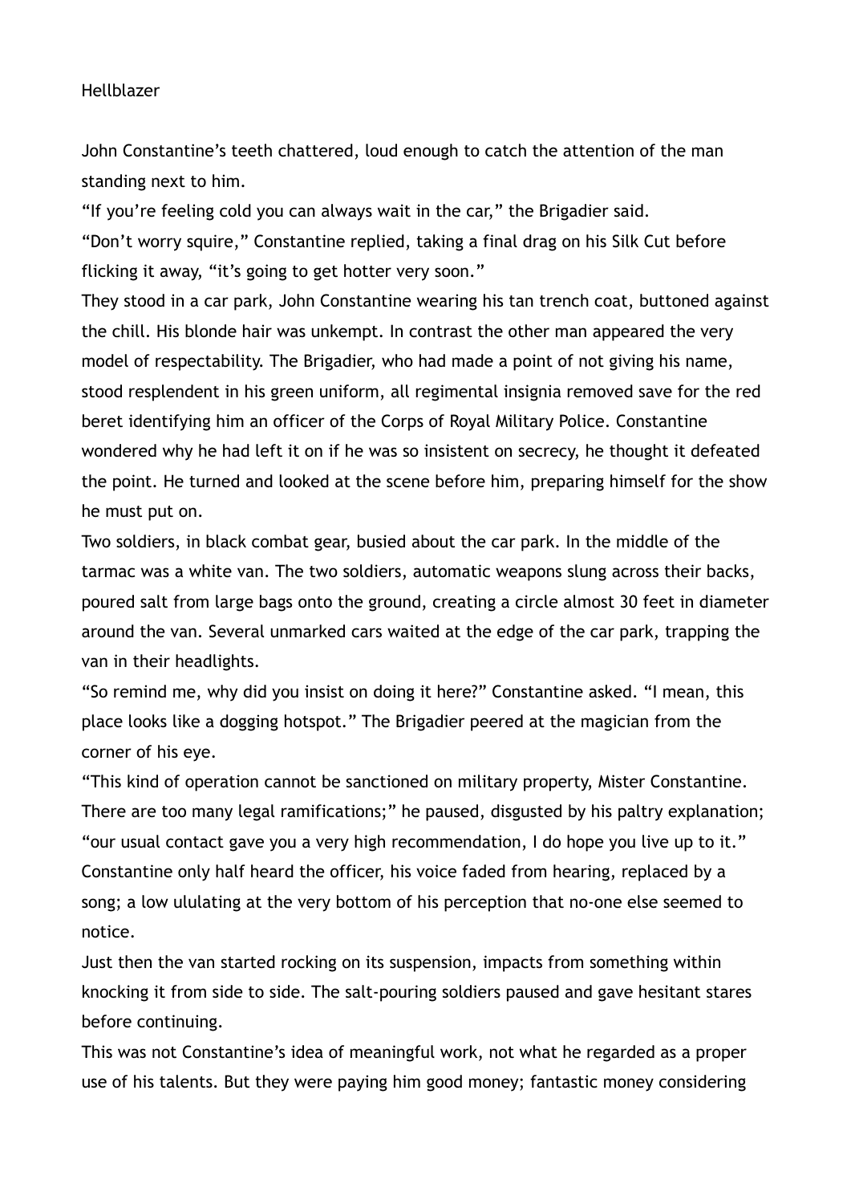# Hellblazer

John Constantine's teeth chattered, loud enough to catch the attention of the man standing next to him.

"If you're feeling cold you can always wait in the car," the Brigadier said.

"Don't worry squire," Constantine replied, taking a final drag on his Silk Cut before flicking it away, "it's going to get hotter very soon."

They stood in a car park, John Constantine wearing his tan trench coat, buttoned against the chill. His blonde hair was unkempt. In contrast the other man appeared the very model of respectability. The Brigadier, who had made a point of not giving his name, stood resplendent in his green uniform, all regimental insignia removed save for the red beret identifying him an officer of the Corps of Royal Military Police. Constantine wondered why he had left it on if he was so insistent on secrecy, he thought it defeated the point. He turned and looked at the scene before him, preparing himself for the show he must put on.

Two soldiers, in black combat gear, busied about the car park. In the middle of the tarmac was a white van. The two soldiers, automatic weapons slung across their backs, poured salt from large bags onto the ground, creating a circle almost 30 feet in diameter around the van. Several unmarked cars waited at the edge of the car park, trapping the van in their headlights.

"So remind me, why did you insist on doing it here?" Constantine asked. "I mean, this place looks like a dogging hotspot." The Brigadier peered at the magician from the corner of his eye.

"This kind of operation cannot be sanctioned on military property, Mister Constantine. There are too many legal ramifications;" he paused, disgusted by his paltry explanation; "our usual contact gave you a very high recommendation, I do hope you live up to it."

Constantine only half heard the officer, his voice faded from hearing, replaced by a song; a low ululating at the very bottom of his perception that no-one else seemed to notice.

Just then the van started rocking on its suspension, impacts from something within knocking it from side to side. The salt-pouring soldiers paused and gave hesitant stares before continuing.

This was not Constantine's idea of meaningful work, not what he regarded as a proper use of his talents. But they were paying him good money; fantastic money considering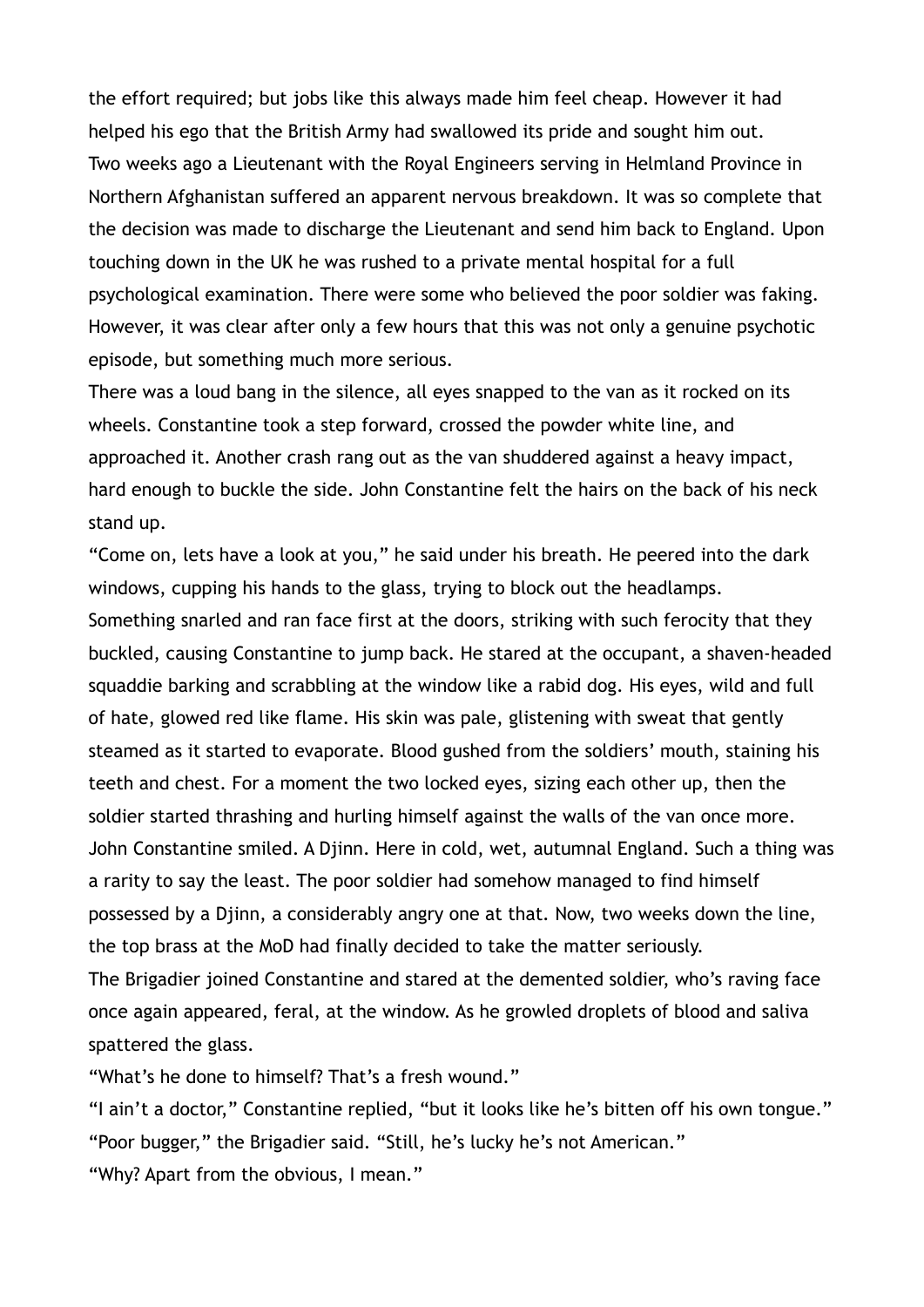the effort required; but jobs like this always made him feel cheap. However it had helped his ego that the British Army had swallowed its pride and sought him out.

Two weeks ago a Lieutenant with the Royal Engineers serving in Helmland Province in Northern Afghanistan suffered an apparent nervous breakdown. It was so complete that the decision was made to discharge the Lieutenant and send him back to England. Upon touching down in the UK he was rushed to a private mental hospital for a full psychological examination. There were some who believed the poor soldier was faking. However, it was clear after only a few hours that this was not only a genuine psychotic episode, but something much more serious.

There was a loud bang in the silence, all eyes snapped to the van as it rocked on its wheels. Constantine took a step forward, crossed the powder white line, and approached it. Another crash rang out as the van shuddered against a heavy impact, hard enough to buckle the side. John Constantine felt the hairs on the back of his neck stand up.

"Come on, lets have a look at you," he said under his breath. He peered into the dark windows, cupping his hands to the glass, trying to block out the headlamps.

Something snarled and ran face first at the doors, striking with such ferocity that they buckled, causing Constantine to jump back. He stared at the occupant, a shaven-headed squaddie barking and scrabbling at the window like a rabid dog. His eyes, wild and full of hate, glowed red like flame. His skin was pale, glistening with sweat that gently steamed as it started to evaporate. Blood gushed from the soldiers' mouth, staining his teeth and chest. For a moment the two locked eyes, sizing each other up, then the soldier started thrashing and hurling himself against the walls of the van once more.

John Constantine smiled. A Djinn. Here in cold, wet, autumnal England. Such a thing was a rarity to say the least. The poor soldier had somehow managed to find himself possessed by a Djinn, a considerably angry one at that. Now, two weeks down the line, the top brass at the MoD had finally decided to take the matter seriously.

The Brigadier joined Constantine and stared at the demented soldier, who's raving face once again appeared, feral, at the window. As he growled droplets of blood and saliva spattered the glass.

"What's he done to himself? That's a fresh wound."

"I ain't a doctor," Constantine replied, "but it looks like he's bitten off his own tongue."

"Poor bugger," the Brigadier said. "Still, he's lucky he's not American."

"Why? Apart from the obvious, I mean."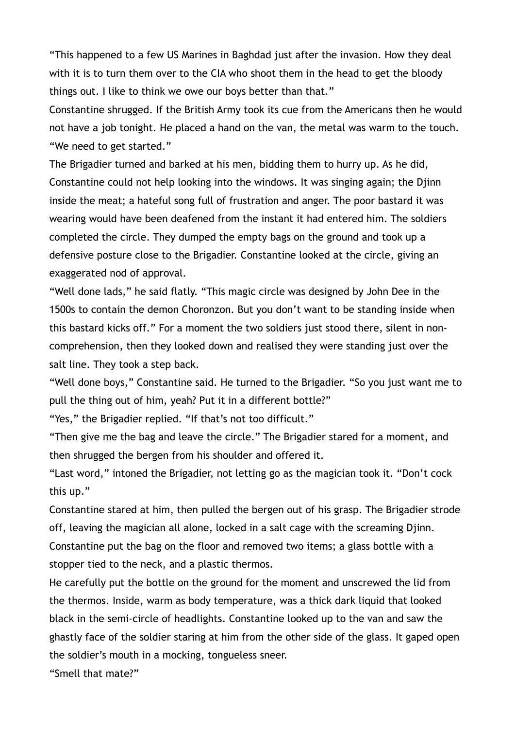"This happened to a few US Marines in Baghdad just after the invasion. How they deal with it is to turn them over to the CIA who shoot them in the head to get the bloody things out. I like to think we owe our boys better than that."

Constantine shrugged. If the British Army took its cue from the Americans then he would not have a job tonight. He placed a hand on the van, the metal was warm to the touch. "We need to get started."

The Brigadier turned and barked at his men, bidding them to hurry up. As he did, Constantine could not help looking into the windows. It was singing again; the Djinn inside the meat; a hateful song full of frustration and anger. The poor bastard it was wearing would have been deafened from the instant it had entered him. The soldiers completed the circle. They dumped the empty bags on the ground and took up a defensive posture close to the Brigadier. Constantine looked at the circle, giving an exaggerated nod of approval.

"Well done lads," he said flatly. "This magic circle was designed by John Dee in the 1500s to contain the demon Choronzon. But you don't want to be standing inside when this bastard kicks off." For a moment the two soldiers just stood there, silent in non-comprehension, then they looked down and realised they were standing just over the salt line. They took a step back.

"Well done boys," Constantine said. He turned to the Brigadier. "So you just want me to pull the thing out of him, yeah? Put it in a different bottle?"

"Yes," the Brigadier replied. "If that's not too difficult."

"Then give me the bag and leave the circle." The Brigadier stared for a moment, and then shrugged the bergen from his shoulder and offered it.

"Last word," intoned the Brigadier, not letting go as the magician took it. "Don't cock this up."

Constantine stared at him, then pulled the bergen out of his grasp. The Brigadier strode off, leaving the magician all alone, locked in a salt cage with the screaming Djinn. Constantine put the bag on the floor and removed two items; a glass bottle with a stopper tied to the neck, and a plastic thermos.

He carefully put the bottle on the ground for the moment and unscrewed the lid from the thermos. Inside, warm as body temperature, was a thick dark liquid that looked black in the semi-circle of headlights. Constantine looked up to the van and saw the ghastly face of the soldier staring at him from the other side of the glass. It gaped open the soldier's mouth in a mocking, tongueless sneer.

"Smell that mate?"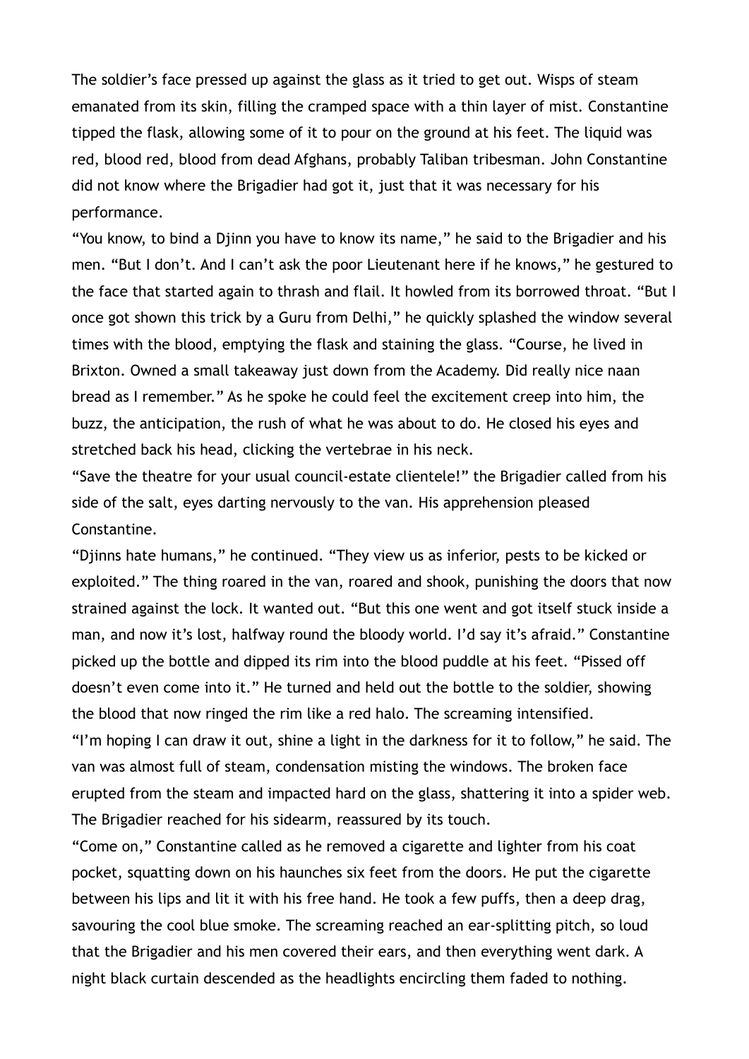The soldier's face pressed up against the glass as it tried to get out. Wisps of steam emanated from its skin, filling the cramped space with a thin layer of mist. Constantine tipped the flask, allowing some of it to pour on the ground at his feet. The liquid was red, blood red, blood from dead Afghans, probably Taliban tribesman. John Constantine did not know where the Brigadier had got it, just that it was necessary for his performance.

"You know, to bind a Djinn you have to know its name," he said to the Brigadier and his men. "But I don't. And I can't ask the poor Lieutenant here if he knows," he gestured to the face that started again to thrash and flail. It howled from its borrowed throat. "But I once got shown this trick by a Guru from Delhi," he quickly splashed the window several times with the blood, emptying the flask and staining the glass. "Course, he lived in Brixton. Owned a small takeaway just down from the Academy. Did really nice naan bread as I remember." As he spoke he could feel the excitement creep into him, the buzz, the anticipation, the rush of what he was about to do. He closed his eyes and stretched back his head, clicking the vertebrae in his neck.

"Save the theatre for your usual council-estate clientele!" the Brigadier called from his side of the salt, eyes darting nervously to the van. His apprehension pleased Constantine.

"Djinns hate humans," he continued. "They view us as inferior, pests to be kicked or exploited." The thing roared in the van, roared and shook, punishing the doors that now strained against the lock. It wanted out. "But this one went and got itself stuck inside a man, and now it's lost, halfway round the bloody world. I'd say it's afraid." Constantine picked up the bottle and dipped its rim into the blood puddle at his feet. "Pissed off doesn't even come into it." He turned and held out the bottle to the soldier, showing the blood that now ringed the rim like a red halo. The screaming intensified.

"I'm hoping I can draw it out, shine a light in the darkness for it to follow," he said. The van was almost full of steam, condensation misting the windows. The broken face erupted from the steam and impacted hard on the glass, shattering it into a spider web. The Brigadier reached for his sidearm, reassured by its touch.

"Come on," Constantine called as he removed a cigarette and lighter from his coat pocket, squatting down on his haunches six feet from the doors. He put the cigarette between his lips and lit it with his free hand. He took a few puffs, then a deep drag, savouring the cool blue smoke. The screaming reached an ear-splitting pitch, so loud that the Brigadier and his men covered their ears, and then everything went dark. A night black curtain descended as the headlights encircling them faded to nothing.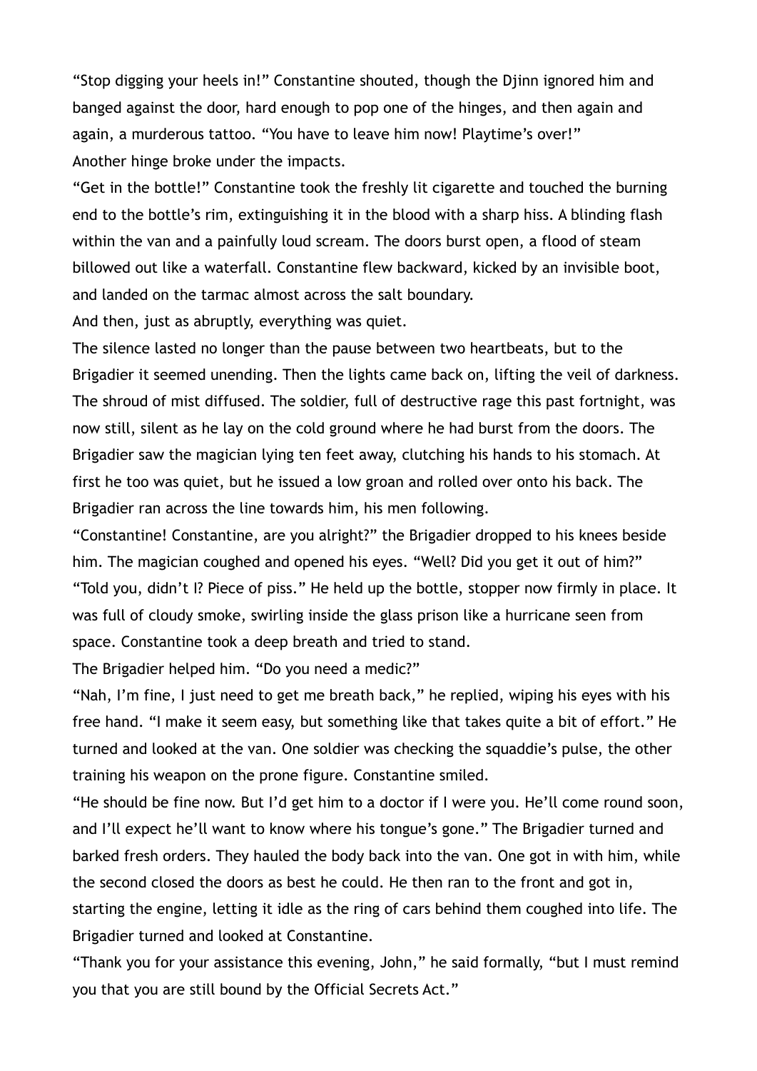"Stop digging your heels in!" Constantine shouted, though the Djinn ignored him and banged against the door, hard enough to pop one of the hinges, and then again and again, a murderous tattoo. "You have to leave him now! Playtime's over!"

Another hinge broke under the impacts.

"Get in the bottle!" Constantine took the freshly lit cigarette and touched the burning end to the bottle's rim, extinguishing it in the blood with a sharp hiss. A blinding flash within the van and a painfully loud scream. The doors burst open, a flood of steam billowed out like a waterfall. Constantine flew backward, kicked by an invisible boot, and landed on the tarmac almost across the salt boundary.

And then, just as abruptly, everything was quiet.

The silence lasted no longer than the pause between two heartbeats, but to the Brigadier it seemed unending. Then the lights came back on, lifting the veil of darkness. The shroud of mist diffused. The soldier, full of destructive rage this past fortnight, was now still, silent as he lay on the cold ground where he had burst from the doors. The Brigadier saw the magician lying ten feet away, clutching his hands to his stomach. At first he too was quiet, but he issued a low groan and rolled over onto his back. The Brigadier ran across the line towards him, his men following.

"Constantine! Constantine, are you alright?" the Brigadier dropped to his knees beside him. The magician coughed and opened his eyes. "Well? Did you get it out of him?"

"Told you, didn't I? Piece of piss." He held up the bottle, stopper now firmly in place. It was full of cloudy smoke, swirling inside the glass prison like a hurricane seen from space. Constantine took a deep breath and tried to stand.

The Brigadier helped him. "Do you need a medic?"

"Nah, I'm fine, I just need to get me breath back," he replied, wiping his eyes with his free hand. "I make it seem easy, but something like that takes quite a bit of effort." He turned and looked at the van. One soldier was checking the squaddie's pulse, the other training his weapon on the prone figure. Constantine smiled.

"He should be fine now. But I'd get him to a doctor if I were you. He'll come round soon, and I'll expect he'll want to know where his tongue's gone." The Brigadier turned and barked fresh orders. They hauled the body back into the van. One got in with him, while the second closed the doors as best he could. He then ran to the front and got in, starting the engine, letting it idle as the ring of cars behind them coughed into life. The Brigadier turned and looked at Constantine.

"Thank you for your assistance this evening, John," he said formally, "but I must remind you that you are still bound by the Official Secrets Act."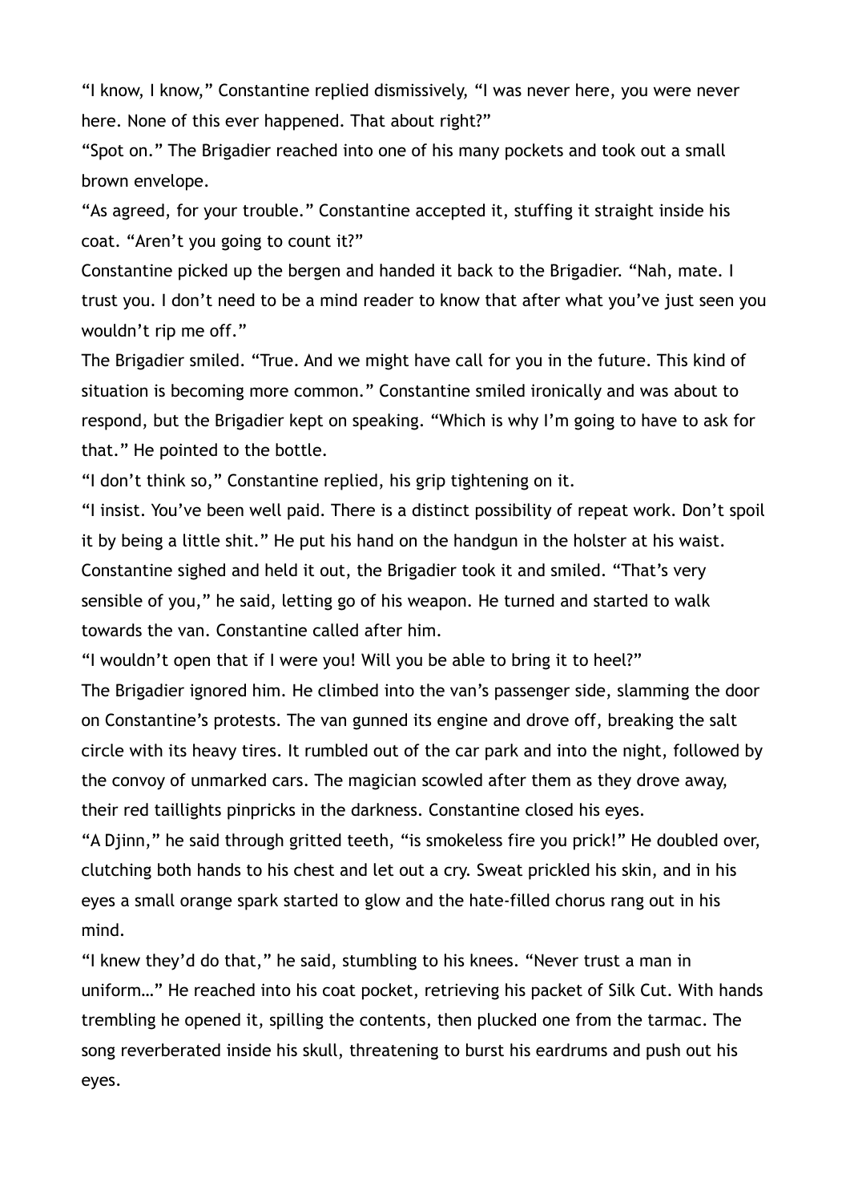"I know, I know," Constantine replied dismissively, "I was never here, you were never here. None of this ever happened. That about right?"

"Spot on." The Brigadier reached into one of his many pockets and took out a small brown envelope.

"As agreed, for your trouble." Constantine accepted it, stuffing it straight inside his coat. "Aren't you going to count it?"

Constantine picked up the bergen and handed it back to the Brigadier. "Nah, mate. I trust you. I don't need to be a mind reader to know that after what you've just seen you wouldn't rip me off."

The Brigadier smiled. "True. And we might have call for you in the future. This kind of situation is becoming more common." Constantine smiled ironically and was about to respond, but the Brigadier kept on speaking. "Which is why I'm going to have to ask for that." He pointed to the bottle.

"I don't think so," Constantine replied, his grip tightening on it.

"I insist. You've been well paid. There is a distinct possibility of repeat work. Don't spoil it by being a little shit." He put his hand on the handgun in the holster at his waist. Constantine sighed and held it out, the Brigadier took it and smiled. "That's very sensible of you," he said, letting go of his weapon. He turned and started to walk towards the van. Constantine called after him.

"I wouldn't open that if I were you! Will you be able to bring it to heel?"

The Brigadier ignored him. He climbed into the van's passenger side, slamming the door on Constantine's protests. The van gunned its engine and drove off, breaking the salt circle with its heavy tires. It rumbled out of the car park and into the night, followed by the convoy of unmarked cars. The magician scowled after them as they drove away, their red taillights pinpricks in the darkness. Constantine closed his eyes.

"A Djinn," he said through gritted teeth, "is smokeless fire you prick!" He doubled over, clutching both hands to his chest and let out a cry. Sweat prickled his skin, and in his eyes a small orange spark started to glow and the hate-filled chorus rang out in his mind.

"I knew they'd do that," he said, stumbling to his knees. "Never trust a man in uniform…" He reached into his coat pocket, retrieving his packet of Silk Cut. With hands trembling he opened it, spilling the contents, then plucked one from the tarmac. The song reverberated inside his skull, threatening to burst his eardrums and push out his eyes.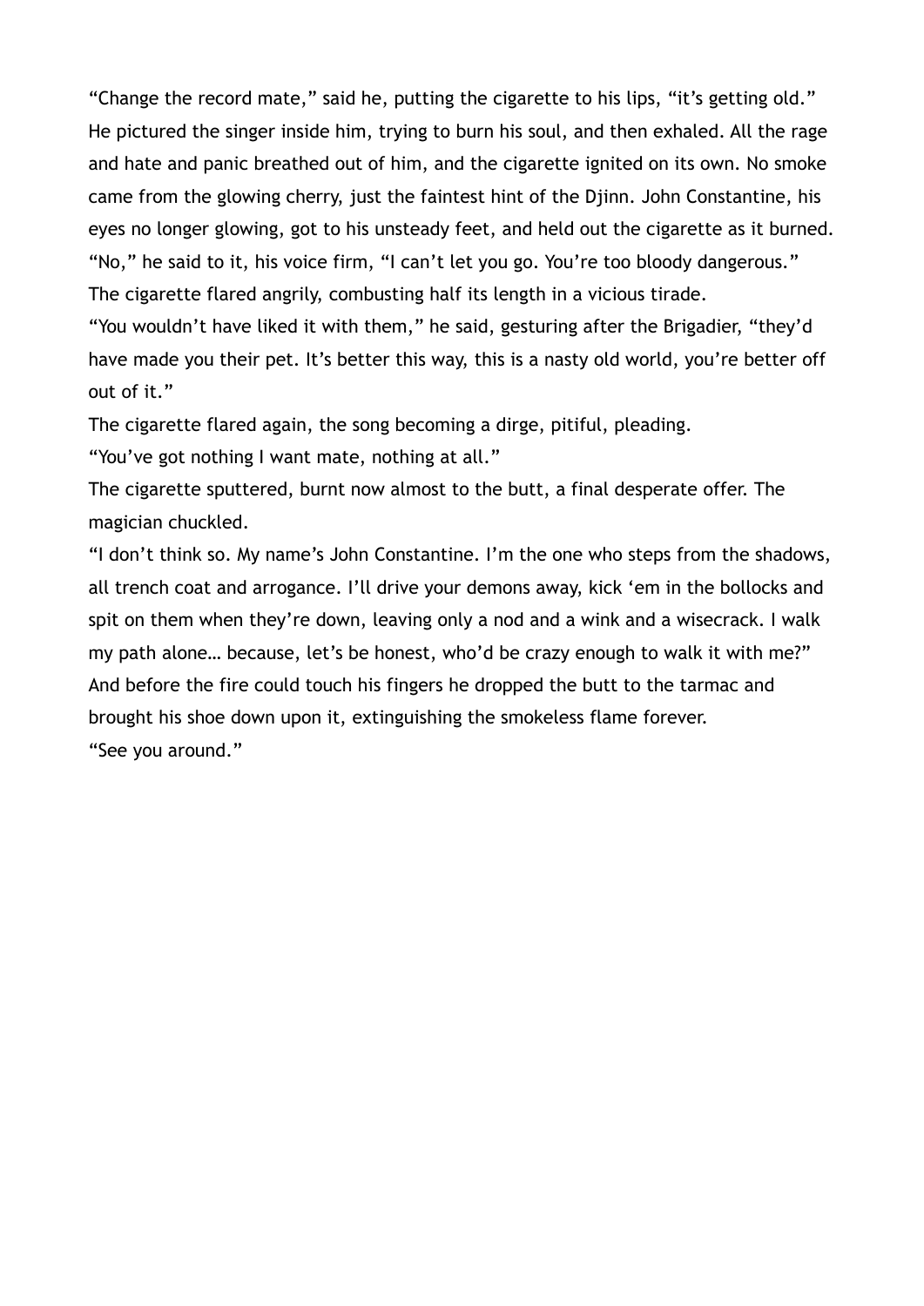"Change the record mate," said he, putting the cigarette to his lips, "it's getting old."

He pictured the singer inside him, trying to burn his soul, and then exhaled. All the rage and hate and panic breathed out of him, and the cigarette ignited on its own. No smoke came from the glowing cherry, just the faintest hint of the Djinn. John Constantine, his eyes no longer glowing, got to his unsteady feet, and held out the cigarette as it burned.

"No," he said to it, his voice firm, "I can't let you go. You're too bloody dangerous."

The cigarette flared angrily, combusting half its length in a vicious tirade.

"You wouldn't have liked it with them," he said, gesturing after the Brigadier, "they'd have made you their pet. It's better this way, this is a nasty old world, you're better off out of it."

The cigarette flared again, the song becoming a dirge, pitiful, pleading.

"You've got nothing I want mate, nothing at all."

The cigarette sputtered, burnt now almost to the butt, a final desperate offer. The magician chuckled.

"I don't think so. My name's John Constantine. I'm the one who steps from the shadows, all trench coat and arrogance. I'll drive your demons away, kick 'em in the bollocks and spit on them when they're down, leaving only a nod and a wink and a wisecrack. I walk my path alone… because, let's be honest, who'd be crazy enough to walk it with me?"

And before the fire could touch his fingers he dropped the butt to the tarmac and brought his shoe down upon it, extinguishing the smokeless flame forever.

"See you around."